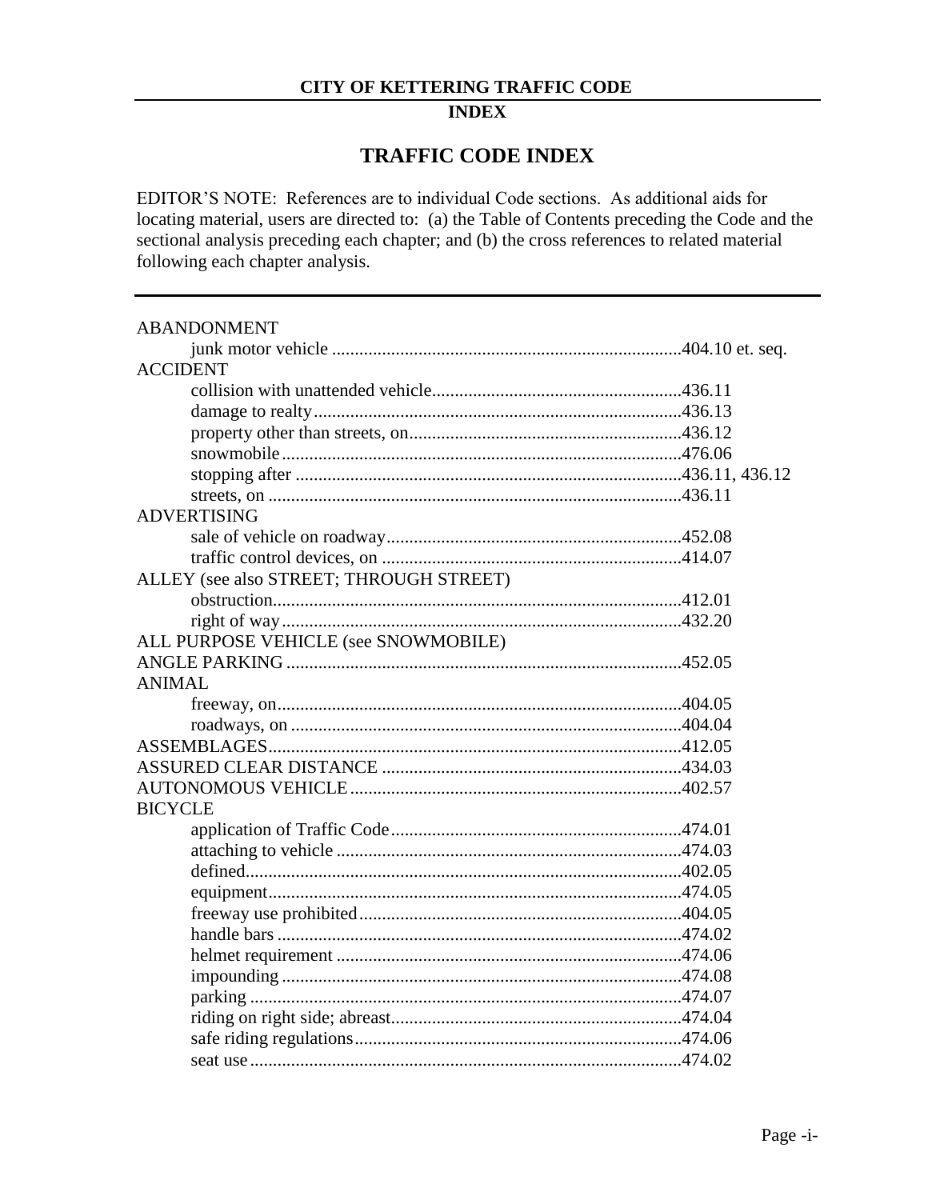# CITY OF KETTERING TRAFFIC CODE

## INDEX

## TRAFFIC CODE INDEX

EDITOR'S NOTE: References are to individual Code sections. As additional aids for locating material, users are directed to: (a) the Table of Contents preceding the Code and the sectional analysis preceding each chapter; and (b) the cross references to related material following each chapter analysis.

---

ABANDONMENT
- junk motor vehicle ....404.10 et. seq.

ACCIDENT
- collision with unattended vehicle....436.11
- damage to realty....436.13
- property other than streets, on....436.12
- snowmobile....476.06
- stopping after ....436.11, 436.12
- streets, on ....436.11

ADVERTISING
- sale of vehicle on roadway....452.08
- traffic control devices, on ....414.07

ALLEY (see also STREET; THROUGH STREET)
- obstruction....412.01
- right of way....432.20

ALL PURPOSE VEHICLE (see SNOWMOBILE)

ANGLE PARKING ....452.05

ANIMAL
- freeway, on....404.05
- roadways, on ....404.04

ASSEMBLAGES....412.05

ASSURED CLEAR DISTANCE ....434.03

AUTONOMOUS VEHICLE....402.57

BICYCLE
- application of Traffic Code....474.01
- attaching to vehicle ....474.03
- defined....402.05
- equipment....474.05
- freeway use prohibited....404.05
- handle bars ....474.02
- helmet requirement ....474.06
- impounding....474.08
- parking ....474.07
- riding on right side; abreast....474.04
- safe riding regulations....474.06
- seat use....474.02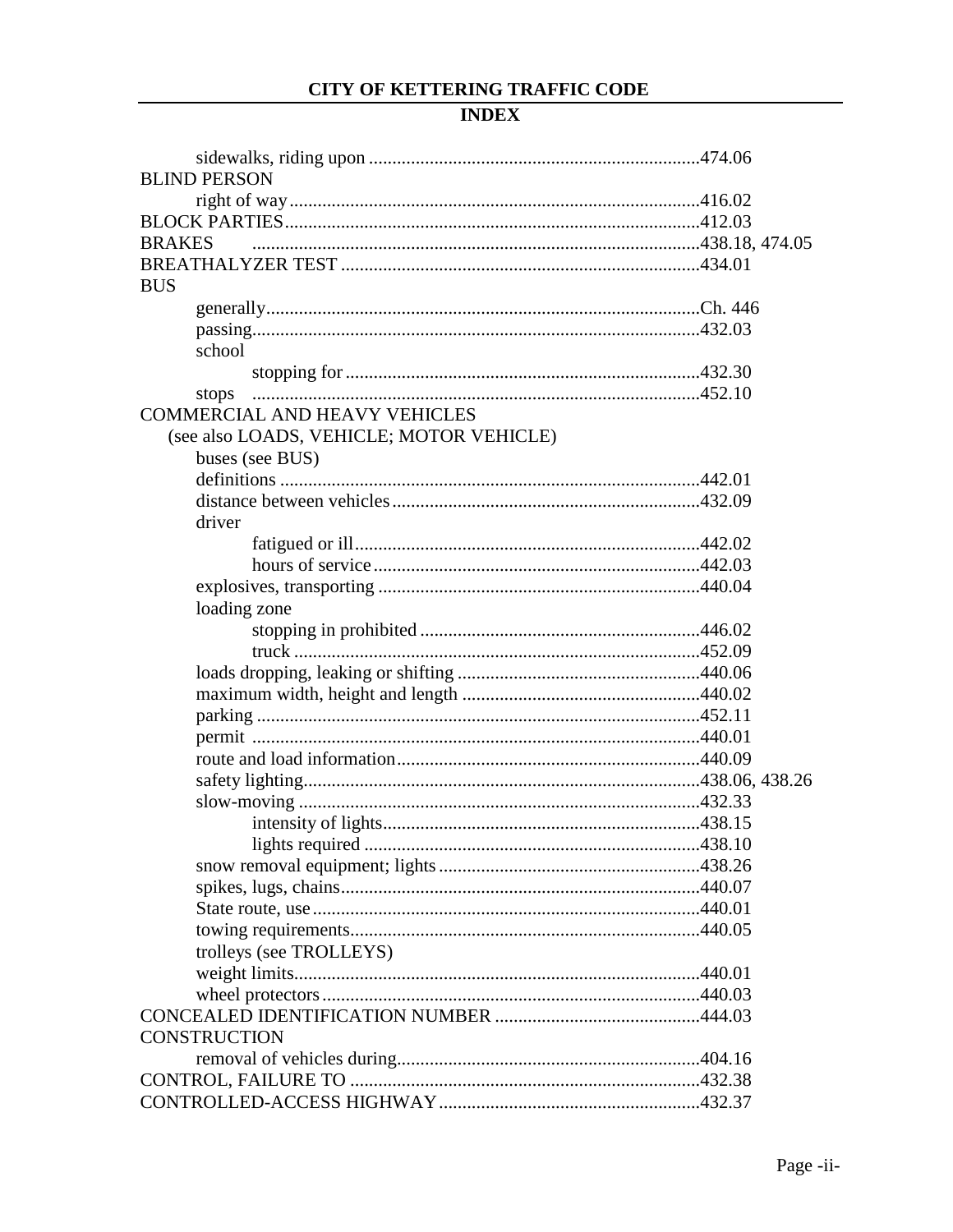sidewalks, riding upon ......474.06

BLIND PERSON
- right of way ......416.02

BLOCK PARTIES ......412.03

BRAKES ......438.18, 474.05

BREATHALYZER TEST ......434.01

BUS
- generally ......Ch. 446
- passing ......432.03
- school
  - stopping for ......432.30
- stops ......452.10

COMMERCIAL AND HEAVY VEHICLES
(see also LOADS, VEHICLE; MOTOR VEHICLE)
- buses (see BUS)
- definitions ......442.01
- distance between vehicles ......432.09
- driver
  - fatigued or ill ......442.02
  - hours of service ......442.03
- explosives, transporting ......440.04
- loading zone
  - stopping in prohibited ......446.02
  - truck ......452.09
- loads dropping, leaking or shifting ......440.06
- maximum width, height and length ......440.02
- parking ......452.11
- permit ......440.01
- route and load information ......440.09
- safety lighting ......438.06, 438.26
- slow-moving ......432.33
  - intensity of lights ......438.15
  - lights required ......438.10
- snow removal equipment; lights ......438.26
- spikes, lugs, chains ......440.07
- State route, use ......440.01
- towing requirements ......440.05
- trolleys (see TROLLEYS)
- weight limits ......440.01
- wheel protectors ......440.03

CONCEALED IDENTIFICATION NUMBER ......444.03

CONSTRUCTION
- removal of vehicles during ......404.16

CONTROL, FAILURE TO ......432.38

CONTROLLED-ACCESS HIGHWAY ......432.37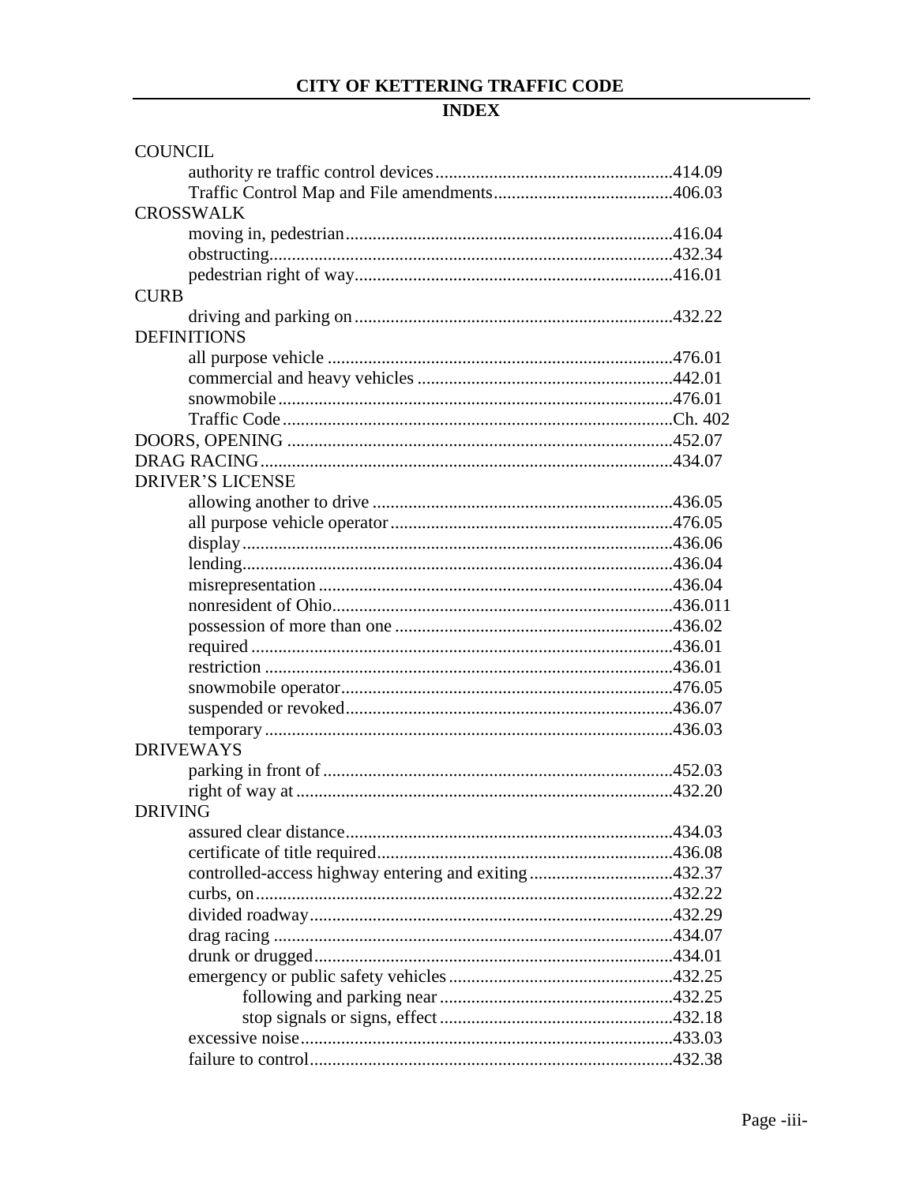# CITY OF KETTERING TRAFFIC CODE

## INDEX

COUNCIL
- authority re traffic control devices....................................................414.09
- Traffic Control Map and File amendments.......................................406.03

CROSSWALK
- moving in, pedestrian.......................................................................416.04
- obstructing.......................................................................................432.34
- pedestrian right of way.....................................................................416.01

CURB
- driving and parking on......................................................................432.22

DEFINITIONS
- all purpose vehicle ............................................................................476.01
- commercial and heavy vehicles ........................................................442.01
- snowmobile......................................................................................476.01
- Traffic Code.....................................................................................Ch. 402

DOORS, OPENING ...................................................................................452.07

DRAG RACING..........................................................................................434.07

DRIVER'S LICENSE
- allowing another to drive ..................................................................436.05
- all purpose vehicle operator..............................................................476.05
- display..............................................................................................436.06
- lending..............................................................................................436.04
- misrepresentation .............................................................................436.04
- nonresident of Ohio..........................................................................436.011
- possession of more than one .............................................................436.02
- required ............................................................................................436.01
- restriction .........................................................................................436.01
- snowmobile operator........................................................................476.05
- suspended or revoked.......................................................................436.07
- temporary .........................................................................................436.03

DRIVEWAYS
- parking in front of ............................................................................452.03
- right of way at ..................................................................................432.20

DRIVING
- assured clear distance........................................................................434.03
- certificate of title required................................................................436.08
- controlled-access highway entering and exiting...............................432.37
- curbs, on...........................................................................................432.22
- divided roadway...............................................................................432.29
- drag racing .......................................................................................434.07
- drunk or drugged..............................................................................434.01
- emergency or public safety vehicles.................................................432.25
  - following and parking near ...................................................432.25
  - stop signals or signs, effect ...................................................432.18
- excessive noise.................................................................................433.03
- failure to control...............................................................................432.38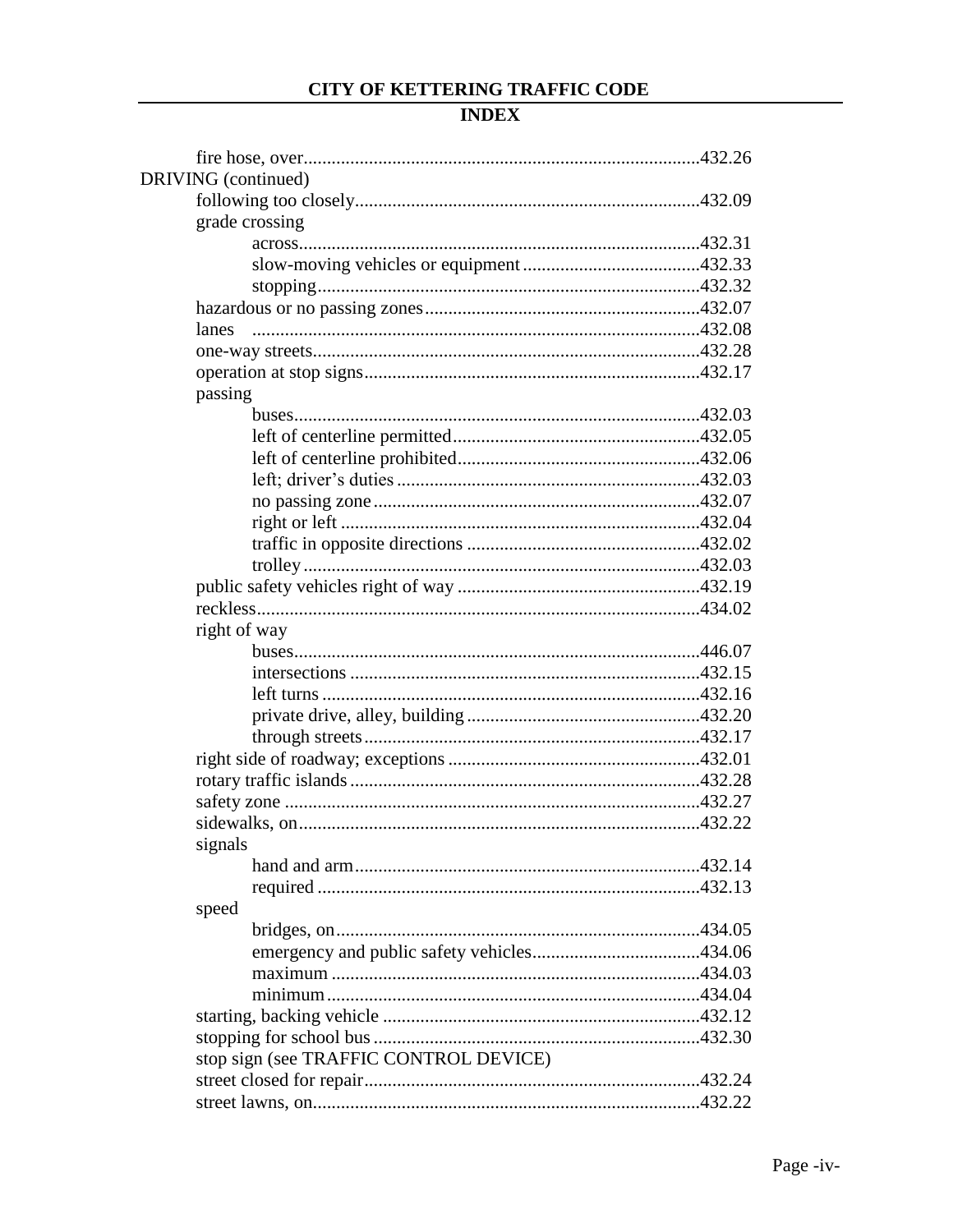## CITY OF KETTERING TRAFFIC CODE

## INDEX

fire hose, over....................432.26

DRIVING (continued)

- following too closely....................432.09
- grade crossing
  - across....................432.31
  - slow-moving vehicles or equipment....................432.33
  - stopping....................432.32
- hazardous or no passing zones....................432.07
- lanes ....................432.08
- one-way streets....................432.28
- operation at stop signs....................432.17
- passing
  - buses....................432.03
  - left of centerline permitted....................432.05
  - left of centerline prohibited....................432.06
  - left; driver's duties....................432.03
  - no passing zone....................432.07
  - right or left....................432.04
  - traffic in opposite directions....................432.02
  - trolley....................432.03
- public safety vehicles right of way....................432.19
- reckless....................434.02
- right of way
  - buses....................446.07
  - intersections....................432.15
  - left turns....................432.16
  - private drive, alley, building....................432.20
  - through streets....................432.17
- right side of roadway; exceptions....................432.01
- rotary traffic islands....................432.28
- safety zone....................432.27
- sidewalks, on....................432.22
- signals
  - hand and arm....................432.14
  - required....................432.13
- speed
  - bridges, on....................434.05
  - emergency and public safety vehicles....................434.06
  - maximum....................434.03
  - minimum....................434.04
- starting, backing vehicle....................432.12
- stopping for school bus....................432.30
- stop sign (see TRAFFIC CONTROL DEVICE)
- street closed for repair....................432.24
- street lawns, on....................432.22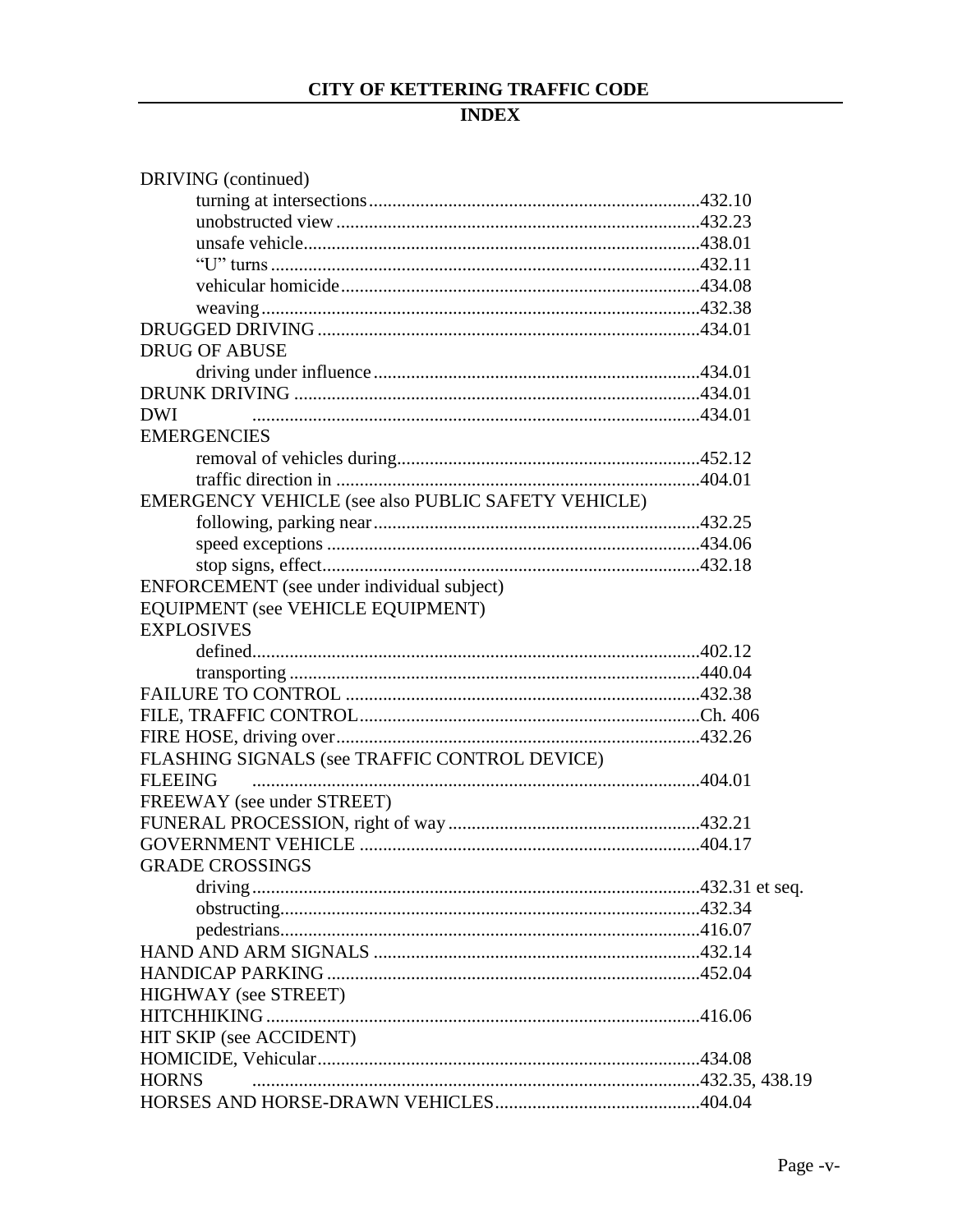## CITY OF KETTERING TRAFFIC CODE

## INDEX

DRIVING (continued)
- turning at intersections.....432.10
- unobstructed view.....432.23
- unsafe vehicle.....438.01
- “U” turns.....432.11
- vehicular homicide.....434.08
- weaving.....432.38

DRUGGED DRIVING.....434.01

DRUG OF ABUSE
- driving under influence.....434.01

DRUNK DRIVING.....434.01

DWI.....434.01

EMERGENCIES
- removal of vehicles during.....452.12
- traffic direction in.....404.01

EMERGENCY VEHICLE (see also PUBLIC SAFETY VEHICLE)
- following, parking near.....432.25
- speed exceptions.....434.06
- stop signs, effect.....432.18

ENFORCEMENT (see under individual subject)

EQUIPMENT (see VEHICLE EQUIPMENT)

EXPLOSIVES
- defined.....402.12
- transporting.....440.04

FAILURE TO CONTROL.....432.38

FILE, TRAFFIC CONTROL.....Ch. 406

FIRE HOSE, driving over.....432.26

FLASHING SIGNALS (see TRAFFIC CONTROL DEVICE)

FLEEING.....404.01

FREEWAY (see under STREET)

FUNERAL PROCESSION, right of way.....432.21

GOVERNMENT VEHICLE.....404.17

GRADE CROSSINGS
- driving.....432.31 et seq.
- obstructing.....432.34
- pedestrians.....416.07

HAND AND ARM SIGNALS.....432.14

HANDICAP PARKING.....452.04

HIGHWAY (see STREET)

HITCHHIKING.....416.06

HIT SKIP (see ACCIDENT)

HOMICIDE, Vehicular.....434.08

HORNS.....432.35, 438.19

HORSES AND HORSE-DRAWN VEHICLES.....404.04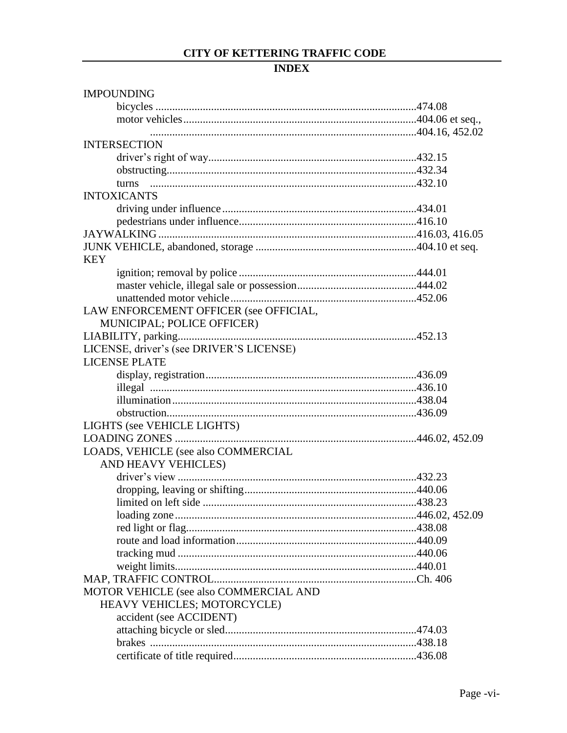## CITY OF KETTERING TRAFFIC CODE

## INDEX

IMPOUNDING
- bicycles ....................474.08
- motor vehicles ....................404.06 et seq., 404.16, 452.02

INTERSECTION
- driver's right of way ....................432.15
- obstructing ....................432.34
- turns ....................432.10

INTOXICANTS
- driving under influence ....................434.01
- pedestrians under influence ....................416.10

JAYWALKING ....................416.03, 416.05

JUNK VEHICLE, abandoned, storage ....................404.10 et seq.

KEY
- ignition; removal by police ....................444.01
- master vehicle, illegal sale or possession ....................444.02
- unattended motor vehicle ....................452.06

LAW ENFORCEMENT OFFICER (see OFFICIAL, MUNICIPAL; POLICE OFFICER)

LIABILITY, parking ....................452.13

LICENSE, driver's (see DRIVER'S LICENSE)

LICENSE PLATE
- display, registration ....................436.09
- illegal ....................436.10
- illumination ....................438.04
- obstruction ....................436.09

LIGHTS (see VEHICLE LIGHTS)

LOADING ZONES ....................446.02, 452.09

LOADS, VEHICLE (see also COMMERCIAL AND HEAVY VEHICLES)
- driver's view ....................432.23
- dropping, leaving or shifting ....................440.06
- limited on left side ....................438.23
- loading zone ....................446.02, 452.09
- red light or flag ....................438.08
- route and load information ....................440.09
- tracking mud ....................440.06
- weight limits ....................440.01

MAP, TRAFFIC CONTROL ....................Ch. 406

MOTOR VEHICLE (see also COMMERCIAL AND HEAVY VEHICLES; MOTORCYCLE)
- accident (see ACCIDENT)
- attaching bicycle or sled ....................474.03
- brakes ....................438.18
- certificate of title required ....................436.08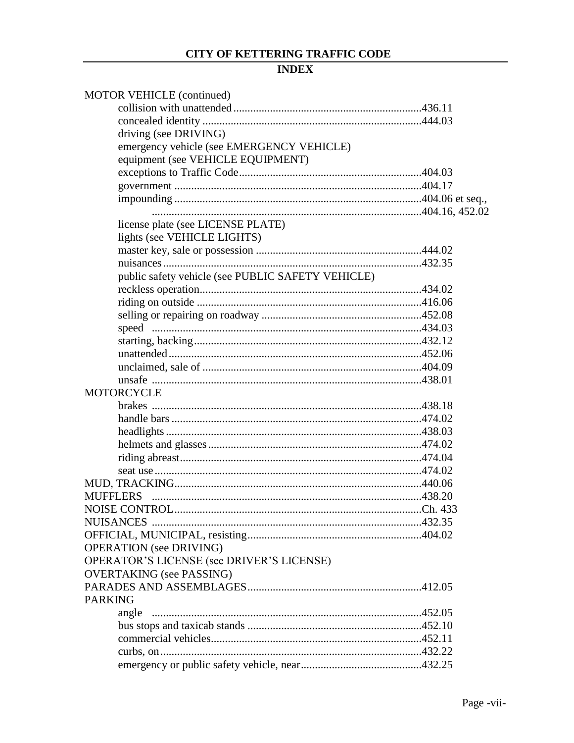## CITY OF KETTERING TRAFFIC CODE

### INDEX

MOTOR VEHICLE (continued)
- collision with unattended ........ 436.11
- concealed identity ........ 444.03
- driving (see DRIVING)
- emergency vehicle (see EMERGENCY VEHICLE)
- equipment (see VEHICLE EQUIPMENT)
- exceptions to Traffic Code ........ 404.03
- government ........ 404.17
- impounding ........ 404.06 et seq.,
  ........ 404.16, 452.02
- license plate (see LICENSE PLATE)
- lights (see VEHICLE LIGHTS)
- master key, sale or possession ........ 444.02
- nuisances ........ 432.35
- public safety vehicle (see PUBLIC SAFETY VEHICLE)
- reckless operation ........ 434.02
- riding on outside ........ 416.06
- selling or repairing on roadway ........ 452.08
- speed ........ 434.03
- starting, backing ........ 432.12
- unattended ........ 452.06
- unclaimed, sale of ........ 404.09
- unsafe ........ 438.01

MOTORCYCLE
- brakes ........ 438.18
- handle bars ........ 474.02
- headlights ........ 438.03
- helmets and glasses ........ 474.02
- riding abreast ........ 474.04
- seat use ........ 474.02

MUD, TRACKING ........ 440.06

MUFFLERS ........ 438.20

NOISE CONTROL ........ Ch. 433

NUISANCES ........ 432.35

OFFICIAL, MUNICIPAL, resisting ........ 404.02

OPERATION (see DRIVING)

OPERATOR'S LICENSE (see DRIVER'S LICENSE)

OVERTAKING (see PASSING)

PARADES AND ASSEMBLAGES ........ 412.05

PARKING
- angle ........ 452.05
- bus stops and taxicab stands ........ 452.10
- commercial vehicles ........ 452.11
- curbs, on ........ 432.22
- emergency or public safety vehicle, near ........ 432.25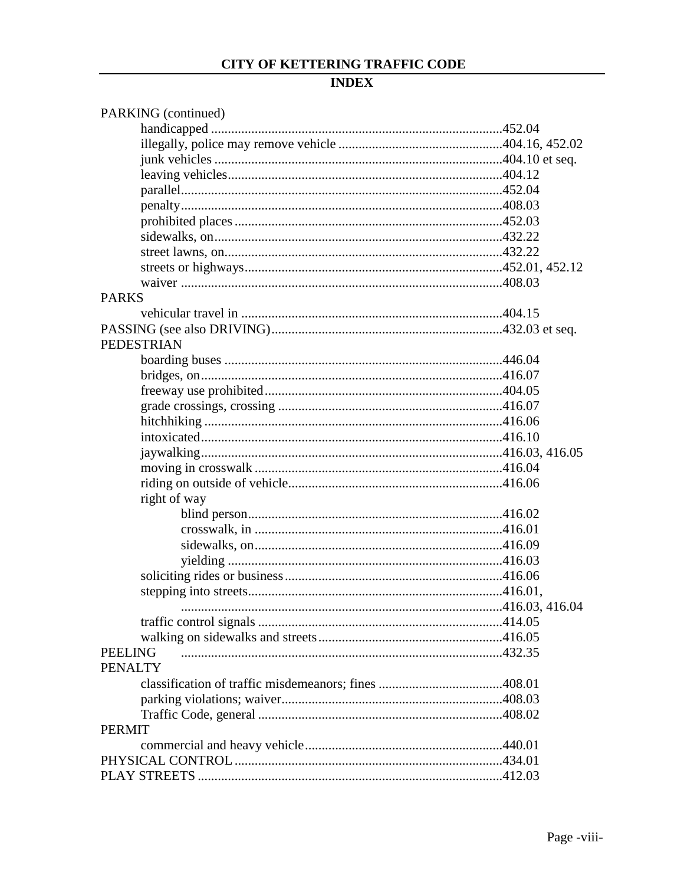## CITY OF KETTERING TRAFFIC CODE

## INDEX

PARKING (continued)
- handicapped ....................................................................................452.04
- illegally, police may remove vehicle ................................................404.16, 452.02
- junk vehicles ....................................................................................404.10 et seq.
- leaving vehicles................................................................................404.12
- parallel.............................................................................................452.04
- penalty.............................................................................................408.03
- prohibited places ..............................................................................452.03
- sidewalks, on....................................................................................432.22
- street lawns, on.................................................................................432.22
- streets or highways...........................................................................452.01, 452.12
- waiver ..............................................................................................408.03

PARKS
- vehicular travel in ............................................................................404.15

PASSING (see also DRIVING)...................................................................432.03 et seq.

PEDESTRIAN
- boarding buses .................................................................................446.04
- bridges, on........................................................................................416.07
- freeway use prohibited.....................................................................404.05
- grade crossings, crossing .................................................................416.07
- hitchhiking .......................................................................................416.06
- intoxicated........................................................................................416.10
- jaywalking........................................................................................416.03, 416.05
- moving in crosswalk ........................................................................416.04
- riding on outside of vehicle..............................................................416.06
- right of way
  - blind person..........................................................................416.02
  - crosswalk, in ........................................................................416.01
  - sidewalks, on........................................................................416.09
  - yielding ................................................................................416.03
- soliciting rides or business...............................................................416.06
- stepping into streets..........................................................................416.01, 416.03, 416.04
- traffic control signals .......................................................................414.05
- walking on sidewalks and streets.....................................................416.05

PEELING .............................................................................................432.35

PENALTY
- classification of traffic misdemeanors; fines ....................................408.01
- parking violations; waiver................................................................408.03
- Traffic Code, general .......................................................................408.02

PERMIT
- commercial and heavy vehicle.........................................................440.01

PHYSICAL CONTROL .............................................................................434.01

PLAY STREETS ........................................................................................412.03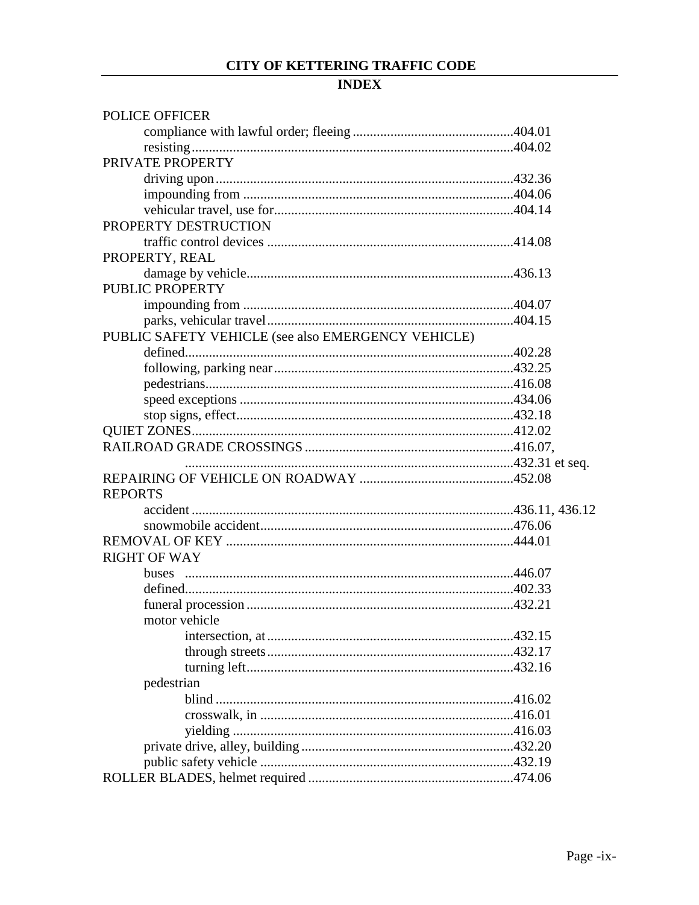# CITY OF KETTERING TRAFFIC CODE

## INDEX

POLICE OFFICER
- compliance with lawful order; fleeing ............................................404.01
- resisting.........................................................................................404.02

PRIVATE PROPERTY
- driving upon...................................................................................432.36
- impounding from ..........................................................................404.06
- vehicular travel, use for.................................................................404.14

PROPERTY DESTRUCTION
- traffic control devices ....................................................................414.08

PROPERTY, REAL
- damage by vehicle..........................................................................436.13

PUBLIC PROPERTY
- impounding from ..........................................................................404.07
- parks, vehicular travel....................................................................404.15

PUBLIC SAFETY VEHICLE (see also EMERGENCY VEHICLE)
- defined............................................................................................402.28
- following, parking near..................................................................432.25
- pedestrians......................................................................................416.08
- speed exceptions ............................................................................434.06
- stop signs, effect.............................................................................432.18

QUIET ZONES.........................................................................................412.02

RAILROAD GRADE CROSSINGS .........................................................416.07, .............................................................................................432.31 et seq.

REPAIRING OF VEHICLE ON ROADWAY .........................................452.08

REPORTS
- accident ..........................................................................................436.11, 436.12
- snowmobile accident......................................................................476.06

REMOVAL OF KEY ...............................................................................444.01

RIGHT OF WAY
- buses ..............................................................................................446.07
- defined............................................................................................402.33
- funeral procession ..........................................................................432.21
- motor vehicle
  - intersection, at ......................................................................432.15
  - through streets......................................................................432.17
  - turning left............................................................................432.16
- pedestrian
  - blind .....................................................................................416.02
  - crosswalk, in ........................................................................416.01
  - yielding ................................................................................416.03
- private drive, alley, building..........................................................432.20
- public safety vehicle ......................................................................432.19

ROLLER BLADES, helmet required ........................................................474.06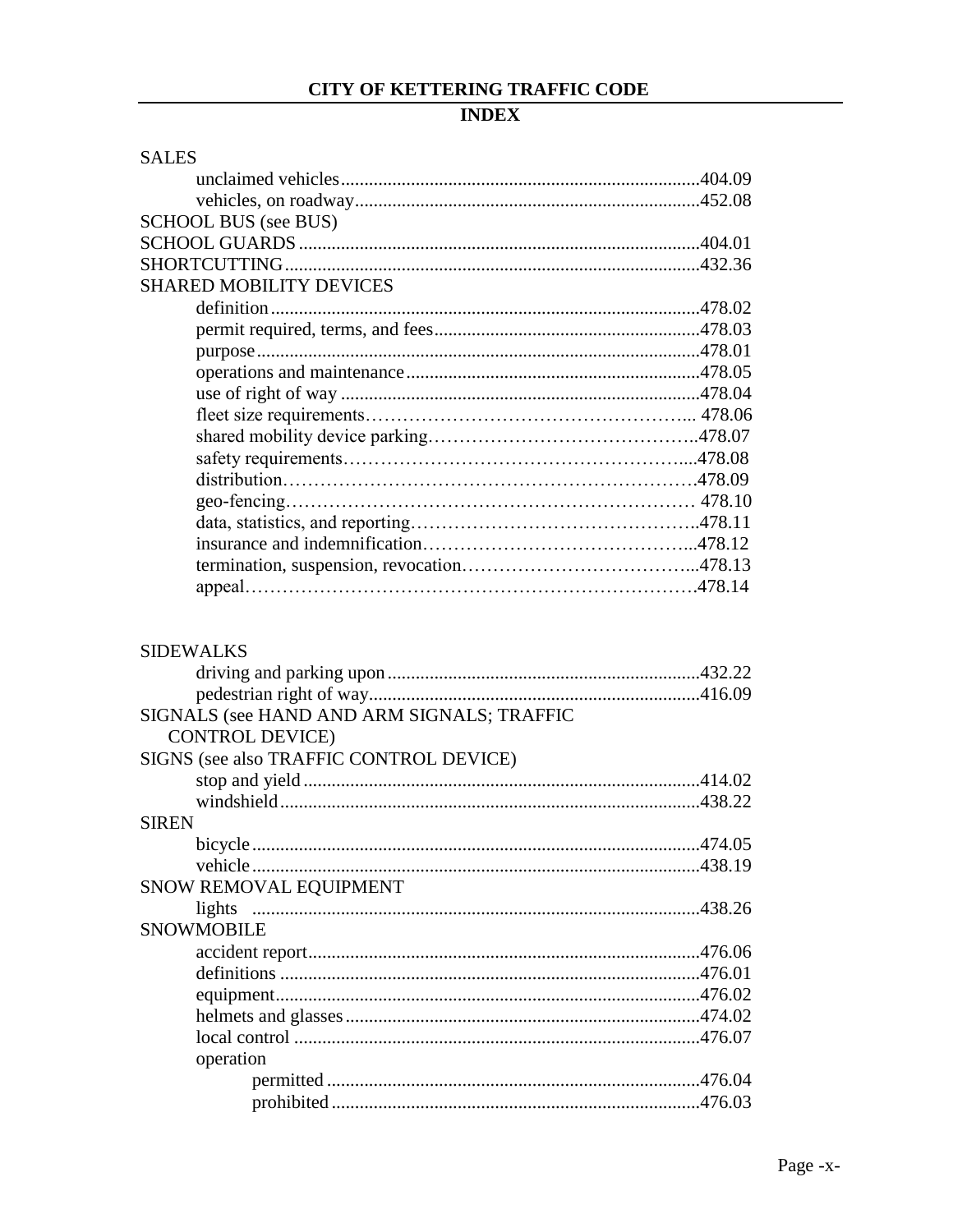# CITY OF KETTERING TRAFFIC CODE

## INDEX

SALES
- unclaimed vehicles....404.09
- vehicles, on roadway....452.08

SCHOOL BUS (see BUS)

SCHOOL GUARDS....404.01

SHORTCUTTING....432.36

SHARED MOBILITY DEVICES
- definition....478.02
- permit required, terms, and fees....478.03
- purpose....478.01
- operations and maintenance....478.05
- use of right of way....478.04
- fleet size requirements....478.06
- shared mobility device parking....478.07
- safety requirements....478.08
- distribution....478.09
- geo-fencing....478.10
- data, statistics, and reporting....478.11
- insurance and indemnification....478.12
- termination, suspension, revocation....478.13
- appeal....478.14

SIDEWALKS
- driving and parking upon....432.22
- pedestrian right of way....416.09

SIGNALS (see HAND AND ARM SIGNALS; TRAFFIC CONTROL DEVICE)

SIGNS (see also TRAFFIC CONTROL DEVICE)
- stop and yield....414.02
- windshield....438.22

SIREN
- bicycle....474.05
- vehicle....438.19

SNOW REMOVAL EQUIPMENT
- lights....438.26

SNOWMOBILE
- accident report....476.06
- definitions....476.01
- equipment....476.02
- helmets and glasses....474.02
- local control....476.07
- operation
  - permitted....476.04
  - prohibited....476.03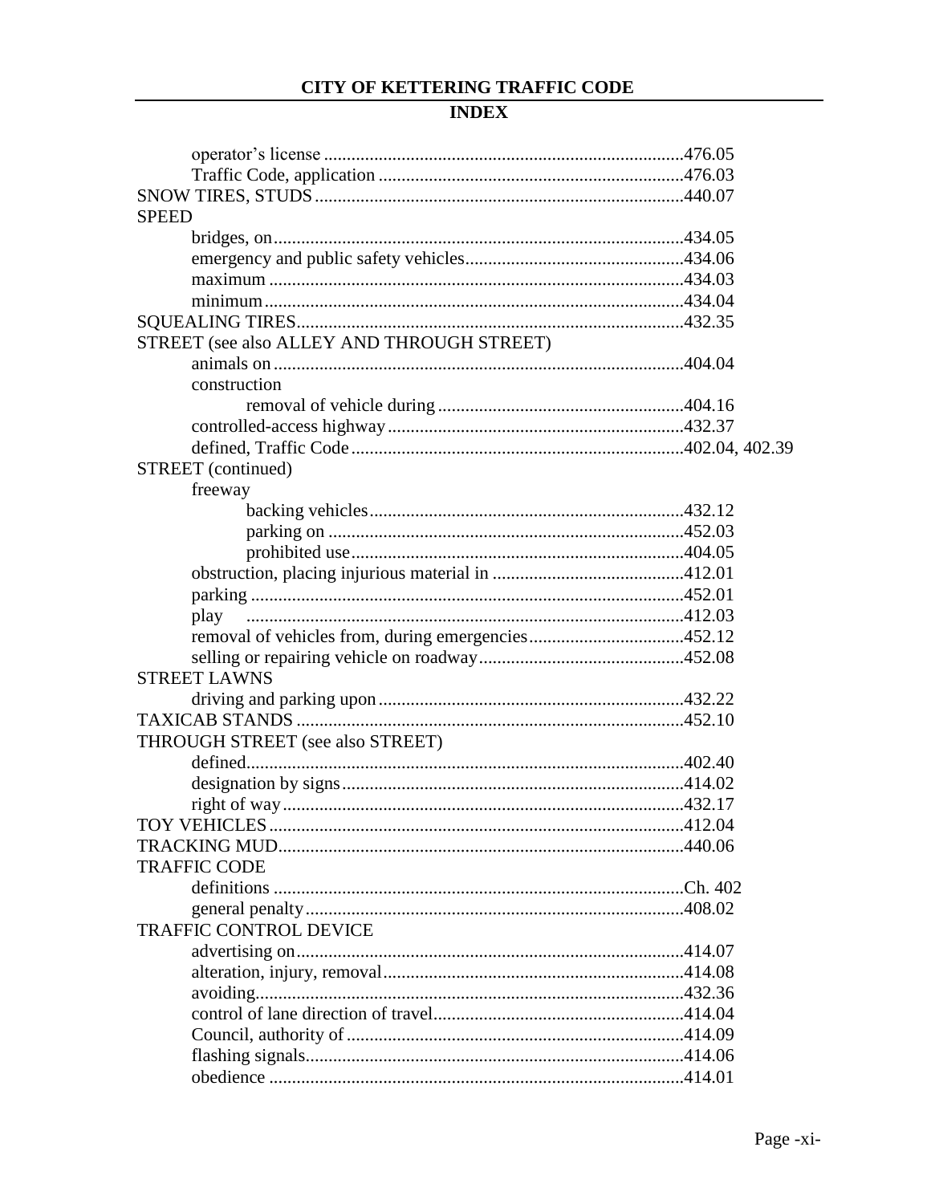## CITY OF KETTERING TRAFFIC CODE

### INDEX

- operator's license ....................476.05
- Traffic Code, application ....................476.03

SNOW TIRES, STUDS ....................440.07

SPEED
- bridges, on ....................434.05
- emergency and public safety vehicles ....................434.06
- maximum ....................434.03
- minimum ....................434.04

SQUEALING TIRES ....................432.35

STREET (see also ALLEY AND THROUGH STREET)
- animals on ....................404.04
- construction
  - removal of vehicle during ....................404.16
- controlled-access highway ....................432.37
- defined, Traffic Code ....................402.04, 402.39

STREET (continued)
- freeway
  - backing vehicles ....................432.12
  - parking on ....................452.03
  - prohibited use ....................404.05
- obstruction, placing injurious material in ....................412.01
- parking ....................452.01
- play ....................412.03
- removal of vehicles from, during emergencies ....................452.12
- selling or repairing vehicle on roadway ....................452.08

STREET LAWNS
- driving and parking upon ....................432.22

TAXICAB STANDS ....................452.10

THROUGH STREET (see also STREET)
- defined ....................402.40
- designation by signs ....................414.02
- right of way ....................432.17

TOY VEHICLES ....................412.04

TRACKING MUD ....................440.06

TRAFFIC CODE
- definitions ....................Ch. 402
- general penalty ....................408.02

TRAFFIC CONTROL DEVICE
- advertising on ....................414.07
- alteration, injury, removal ....................414.08
- avoiding ....................432.36
- control of lane direction of travel ....................414.04
- Council, authority of ....................414.09
- flashing signals ....................414.06
- obedience ....................414.01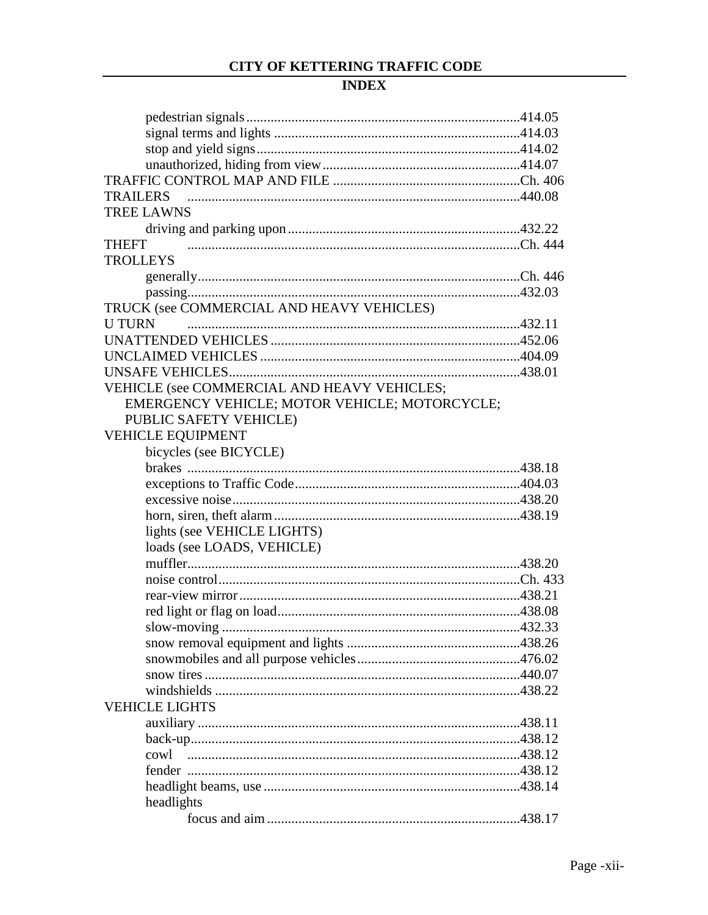pedestrian signals..............................................................................414.05
signal terms and lights .......................................................................414.03
stop and yield signs...........................................................................414.02
unauthorized, hiding from view.........................................................414.07

TRAFFIC CONTROL MAP AND FILE .....................................................Ch. 406

TRAILERS ...............................................................................................440.08

TREE LAWNS

driving and parking upon..................................................................432.22

THEFT ...............................................................................................Ch. 444

TROLLEYS

generally............................................................................................Ch. 446
passing...............................................................................................432.03

TRUCK (see COMMERCIAL AND HEAVY VEHICLES)

U TURN ...............................................................................................432.11

UNATTENDED VEHICLES .......................................................................452.06

UNCLAIMED VEHICLES ..........................................................................404.09

UNSAFE VEHICLES...................................................................................438.01

VEHICLE (see COMMERCIAL AND HEAVY VEHICLES; EMERGENCY VEHICLE; MOTOR VEHICLE; MOTORCYCLE; PUBLIC SAFETY VEHICLE)

VEHICLE EQUIPMENT

bicycles (see BICYCLE)
brakes ...............................................................................................438.18
exceptions to Traffic Code................................................................404.03
excessive noise..................................................................................438.20
horn, siren, theft alarm......................................................................438.19
lights (see VEHICLE LIGHTS)
loads (see LOADS, VEHICLE)
muffler...............................................................................................438.20
noise control......................................................................................Ch. 433
rear-view mirror................................................................................438.21
red light or flag on load.....................................................................438.08
slow-moving .....................................................................................432.33
snow removal equipment and lights .................................................438.26
snowmobiles and all purpose vehicles..............................................476.02
snow tires..........................................................................................440.07
windshields .......................................................................................438.22

VEHICLE LIGHTS

auxiliary ............................................................................................438.11
back-up..............................................................................................438.12
cowl ...............................................................................................438.12
fender ...............................................................................................438.12
headlight beams, use.........................................................................438.14
headlights
focus and aim ........................................................................438.17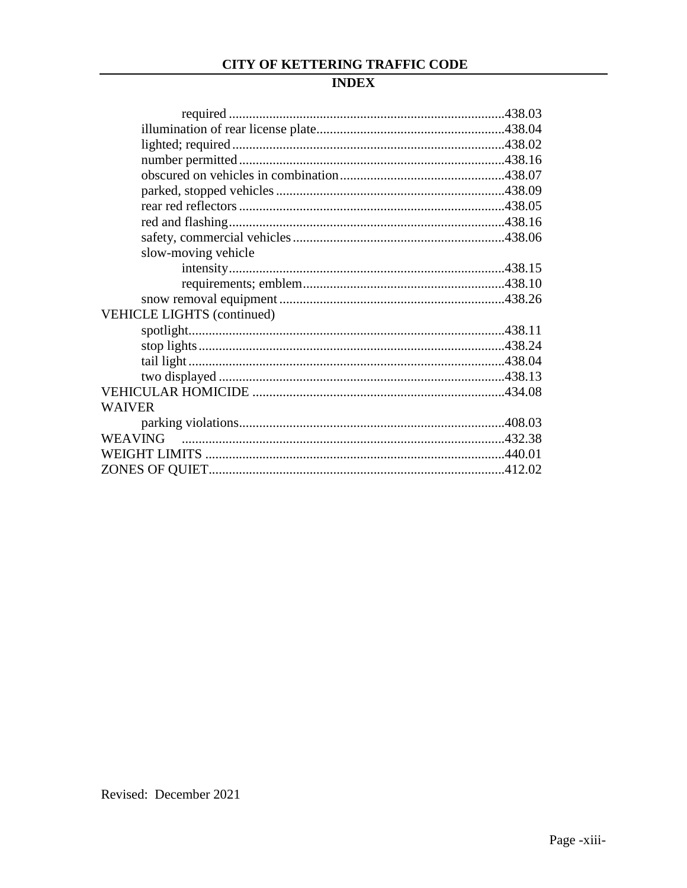| | |
|---|---|
| required | 438.03 |
| illumination of rear license plate | 438.04 |
| lighted; required | 438.02 |
| number permitted | 438.16 |
| obscured on vehicles in combination | 438.07 |
| parked, stopped vehicles | 438.09 |
| rear red reflectors | 438.05 |
| red and flashing | 438.16 |
| safety, commercial vehicles | 438.06 |
| slow-moving vehicle | |
| intensity | 438.15 |
| requirements; emblem | 438.10 |
| snow removal equipment | 438.26 |
| VEHICLE LIGHTS (continued) | |
| spotlight | 438.11 |
| stop lights | 438.24 |
| tail light | 438.04 |
| two displayed | 438.13 |
| VEHICULAR HOMICIDE | 434.08 |
| WAIVER | |
| parking violations | 408.03 |
| WEAVING | 432.38 |
| WEIGHT LIMITS | 440.01 |
| ZONES OF QUIET | 412.02 |

Revised: December 2021